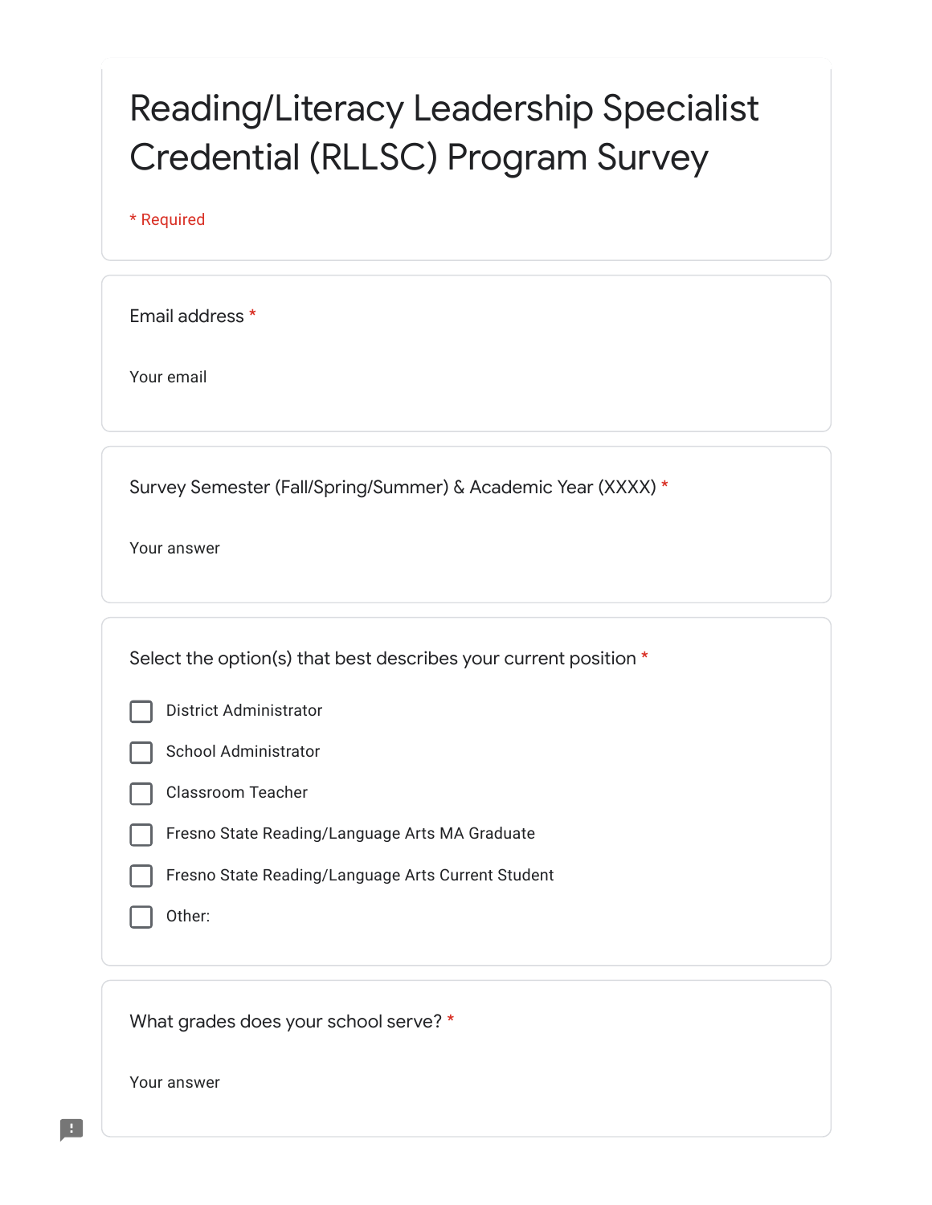# Reading/Literacy Leadership Specialist Credential (RLLSC) Program Survey

* Required

**Email address** *

Your email

**Survey Semester (Fall/Spring/Summer) & Academic Year (XXXX)** *

Your answer

**Select the option(s) that best describes your current position** *

- [ ] District Administrator
- [ ] School Administrator
- [ ] Classroom Teacher
- [ ] Fresno State Reading/Language Arts MA Graduate
- [ ] Fresno State Reading/Language Arts Current Student
- [ ] Other:

**What grades does your school serve?** *

Your answer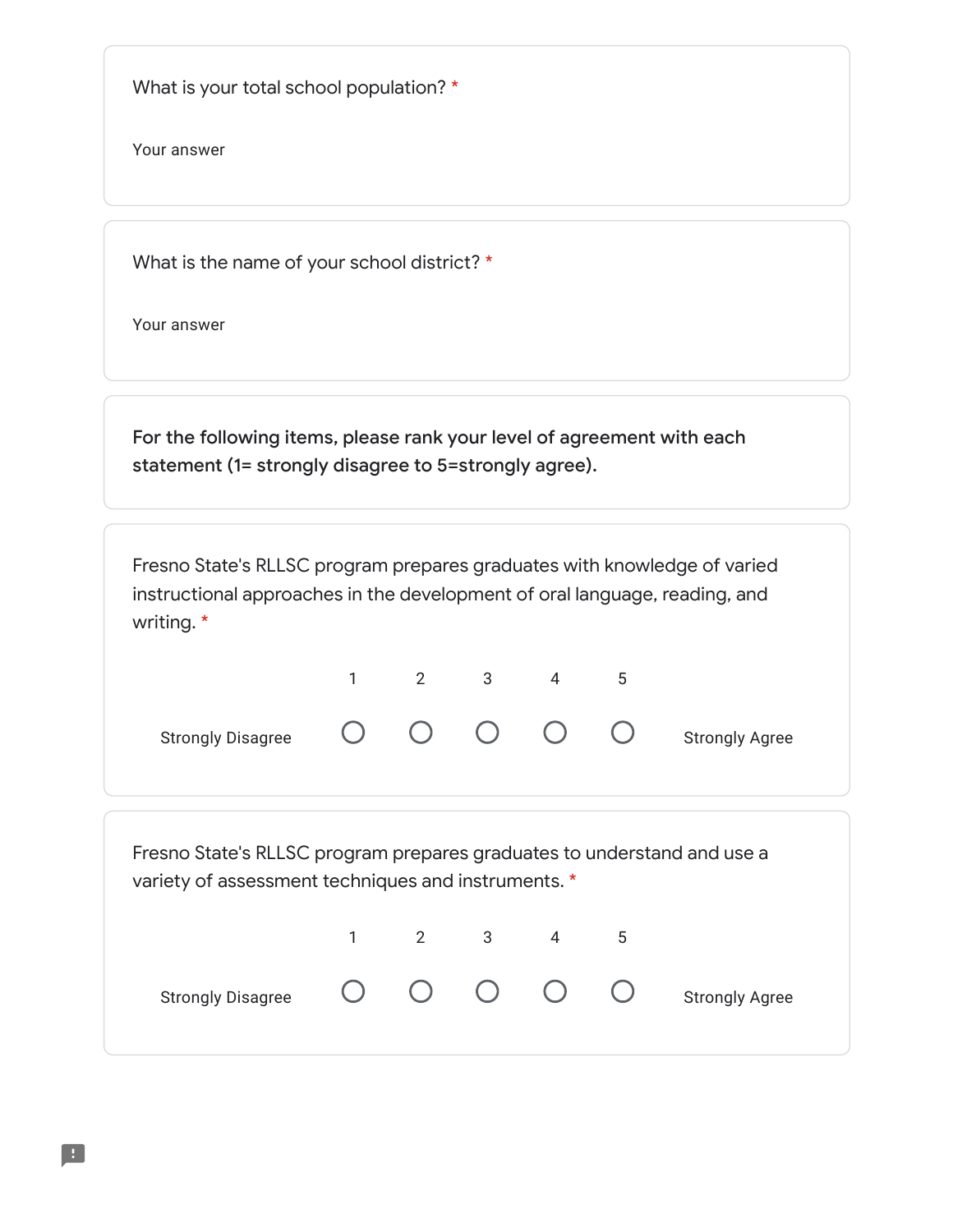What is your total school population? *

Your answer

What is the name of your school district? *

Your answer

**For the following items, please rank your level of agreement with each statement (1= strongly disagree to 5=strongly agree).**

Fresno State's RLLSC program prepares graduates with knowledge of varied instructional approaches in the development of oral language, reading, and writing. *

| | 1 | 2 | 3 | 4 | 5 | |
|---|---|---|---|---|---|---|
| Strongly Disagree | ○ | ○ | ○ | ○ | ○ | Strongly Agree |

Fresno State's RLLSC program prepares graduates to understand and use a variety of assessment techniques and instruments. *

| | 1 | 2 | 3 | 4 | 5 | |
|---|---|---|---|---|---|---|
| Strongly Disagree | ○ | ○ | ○ | ○ | ○ | Strongly Agree |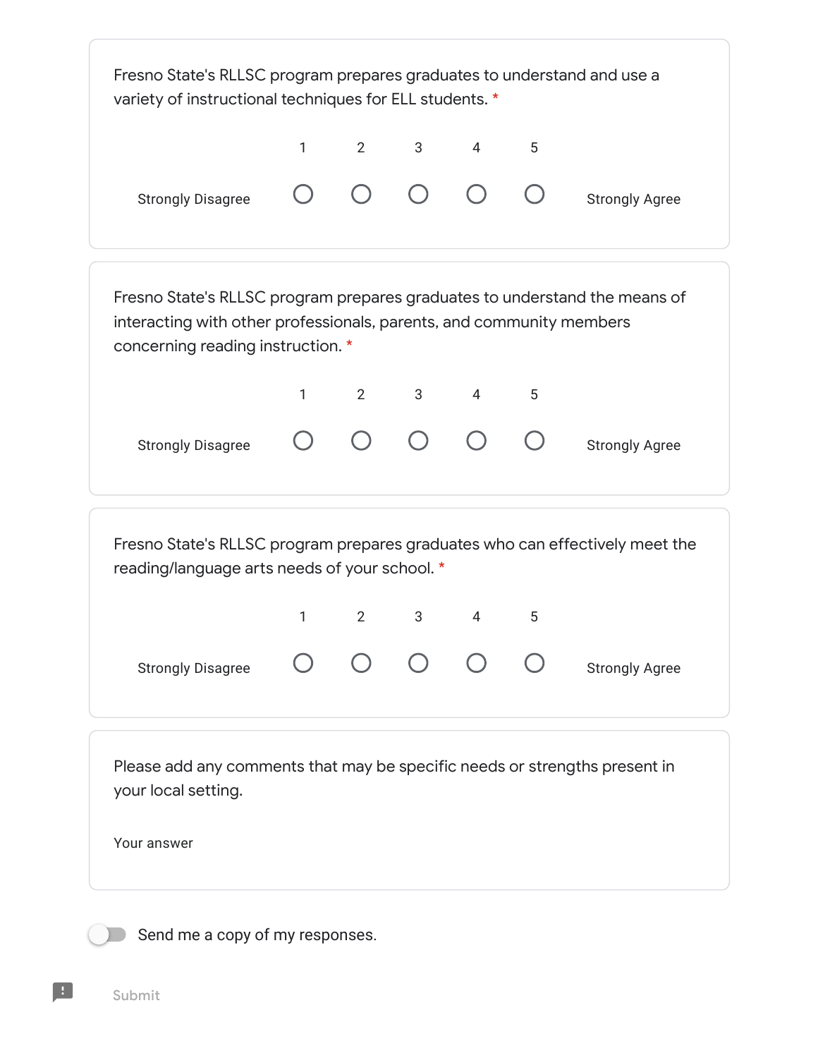Fresno State's RLLSC program prepares graduates to understand and use a variety of instructional techniques for ELL students. *

| | 1 | 2 | 3 | 4 | 5 | |
|---|---|---|---|---|---|---|
| Strongly Disagree | ○ | ○ | ○ | ○ | ○ | Strongly Agree |

Fresno State's RLLSC program prepares graduates to understand the means of interacting with other professionals, parents, and community members concerning reading instruction. *

| | 1 | 2 | 3 | 4 | 5 | |
|---|---|---|---|---|---|---|
| Strongly Disagree | ○ | ○ | ○ | ○ | ○ | Strongly Agree |

Fresno State's RLLSC program prepares graduates who can effectively meet the reading/language arts needs of your school. *

| | 1 | 2 | 3 | 4 | 5 | |
|---|---|---|---|---|---|---|
| Strongly Disagree | ○ | ○ | ○ | ○ | ○ | Strongly Agree |

Please add any comments that may be specific needs or strengths present in your local setting.

Your answer

Send me a copy of my responses.

Submit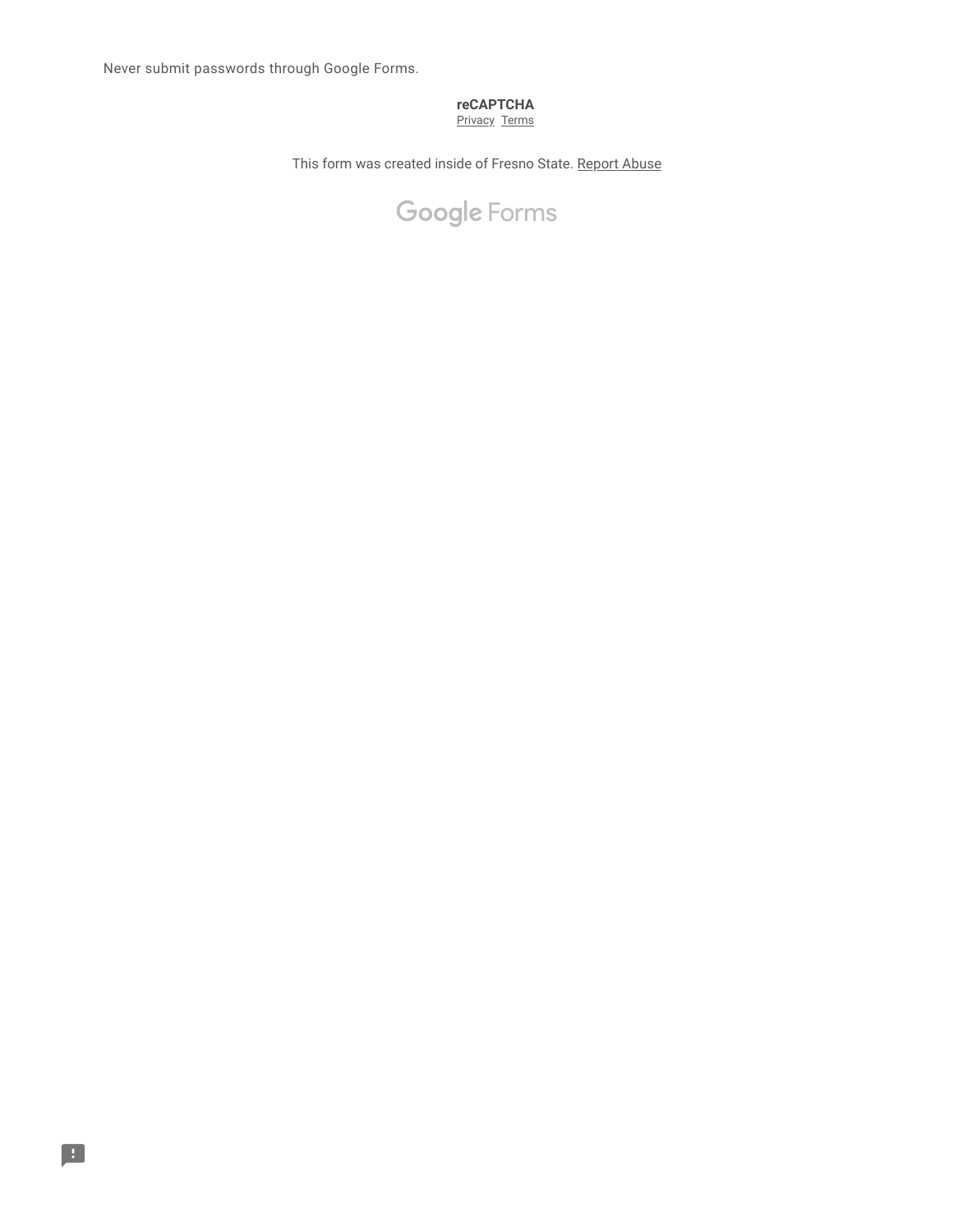Never submit passwords through Google Forms.

**reCAPTCHA**
Privacy Terms

This form was created inside of Fresno State. Report Abuse

Google Forms